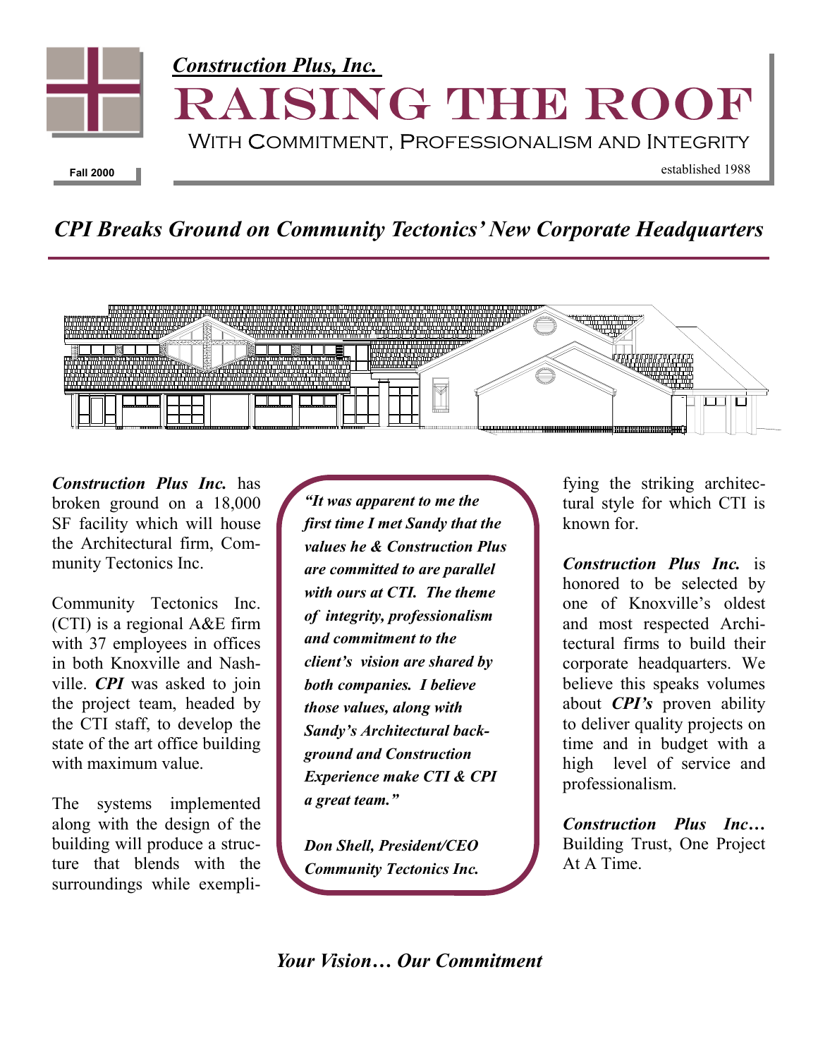*Construction Plus, Inc.*

# RAISING THE ROOF

WITH COMMITMENT, PROFESSIONALISM AND INTEGRITY

Fall 2000

established 1988

## *CPI Breaks Ground on Community Tectonics' New Corporate Headquarters*

***Construction Plus Inc.*** has broken ground on a 18,000 SF facility which will house the Architectural firm, Community Tectonics Inc.

Community Tectonics Inc. (CTI) is a regional A&E firm with 37 employees in offices in both Knoxville and Nashville. ***CPI*** was asked to join the project team, headed by the CTI staff, to develop the state of the art office building with maximum value.

The systems implemented along with the design of the building will produce a structure that blends with the surroundings while exemplifying the striking architectural style for which CTI is known for.

> ***"It was apparent to me the first time I met Sandy that the values he & Construction Plus are committed to are parallel with ours at CTI. The theme of integrity, professionalism and commitment to the client's vision are shared by both companies. I believe those values, along with Sandy's Architectural background and Construction Experience make CTI & CPI a great team."***
>
> ***Don Shell, President/CEO***
> ***Community Tectonics Inc.***

***Construction Plus Inc.*** is honored to be selected by one of Knoxville's oldest and most respected Architectural firms to build their corporate headquarters. We believe this speaks volumes about ***CPI's*** proven ability to deliver quality projects on time and in budget with a high level of service and professionalism.

***Construction Plus Inc…*** Building Trust, One Project At A Time.

***Your Vision… Our Commitment***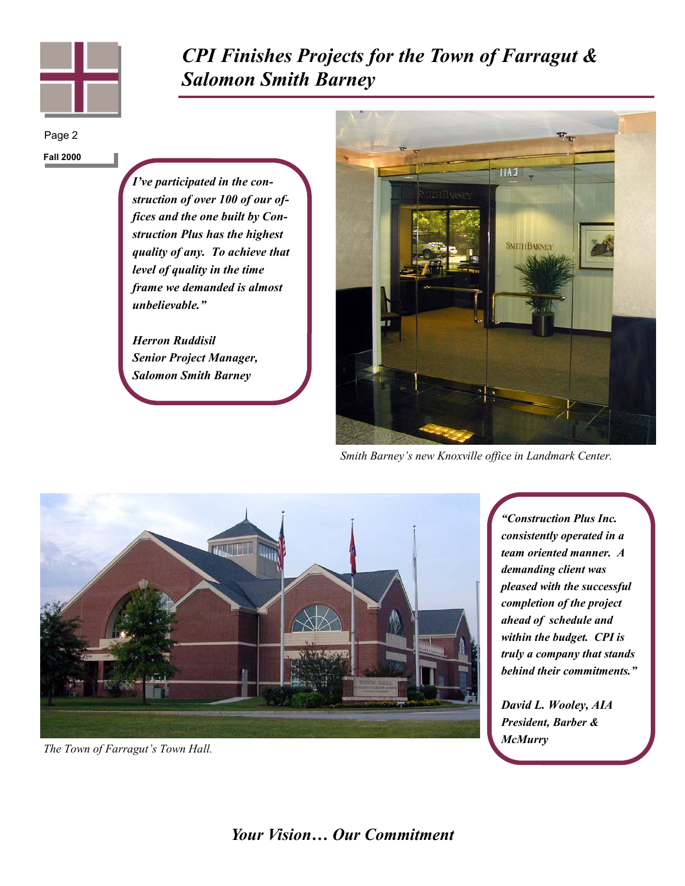# *CPI Finishes Projects for the Town of Farragut & Salomon Smith Barney*

***I've participated in the construction of over 100 of our offices and the one built by Construction Plus has the highest quality of any. To achieve that level of quality in the time frame we demanded is almost unbelievable."***

***Herron Ruddisil***
***Senior Project Manager, Salomon Smith Barney***

*Smith Barney's new Knoxville office in Landmark Center.*

*The Town of Farragut's Town Hall.*

***"Construction Plus Inc. consistently operated in a team oriented manner. A demanding client was pleased with the successful completion of the project ahead of schedule and within the budget. CPI is truly a company that stands behind their commitments."***

***David L. Wooley, AIA***
***President, Barber & McMurry***

***Your Vision… Our Commitment***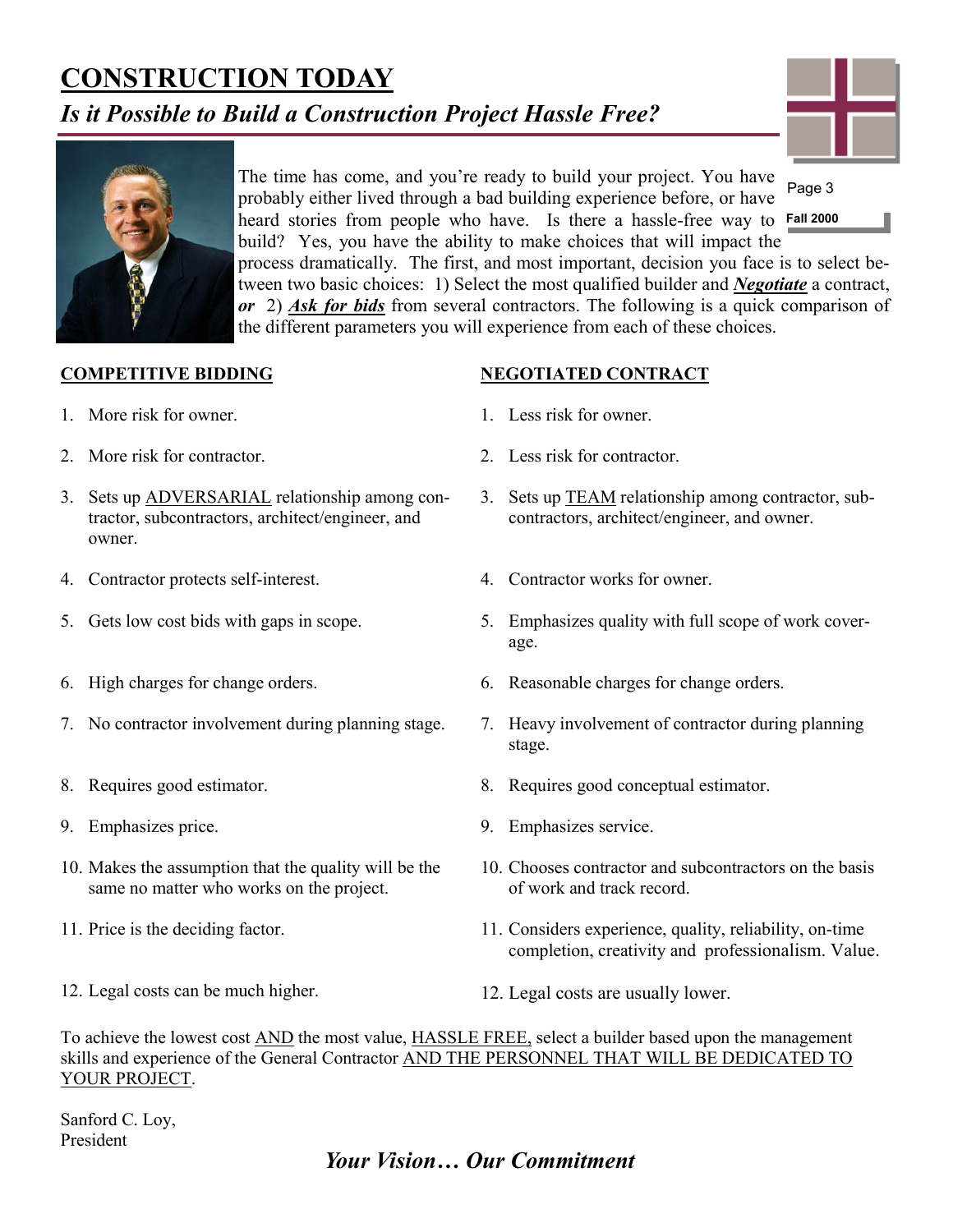# CONSTRUCTION TODAY

## *Is it Possible to Build a Construction Project Hassle Free?*

The time has come, and you're ready to build your project. You have probably either lived through a bad building experience before, or have heard stories from people who have. Is there a hassle-free way to build? Yes, you have the ability to make choices that will impact the process dramatically. The first, and most important, decision you face is to select between two basic choices: 1) Select the most qualified builder and ***Negotiate*** a contract, ***or*** 2) ***Ask for bids*** from several contractors. The following is a quick comparison of the different parameters you will experience from each of these choices.

| COMPETITIVE BIDDING | NEGOTIATED CONTRACT |
|---|---|
| 1. More risk for owner. | 1. Less risk for owner. |
| 2. More risk for contractor. | 2. Less risk for contractor. |
| 3. Sets up ADVERSARIAL relationship among contractor, subcontractors, architect/engineer, and owner. | 3. Sets up TEAM relationship among contractor, subcontractors, architect/engineer, and owner. |
| 4. Contractor protects self-interest. | 4. Contractor works for owner. |
| 5. Gets low cost bids with gaps in scope. | 5. Emphasizes quality with full scope of work coverage. |
| 6. High charges for change orders. | 6. Reasonable charges for change orders. |
| 7. No contractor involvement during planning stage. | 7. Heavy involvement of contractor during planning stage. |
| 8. Requires good estimator. | 8. Requires good conceptual estimator. |
| 9. Emphasizes price. | 9. Emphasizes service. |
| 10. Makes the assumption that the quality will be the same no matter who works on the project. | 10. Chooses contractor and subcontractors on the basis of work and track record. |
| 11. Price is the deciding factor. | 11. Considers experience, quality, reliability, on-time completion, creativity and professionalism. Value. |
| 12. Legal costs can be much higher. | 12. Legal costs are usually lower. |

To achieve the lowest cost AND the most value, HASSLE FREE, select a builder based upon the management skills and experience of the General Contractor AND THE PERSONNEL THAT WILL BE DEDICATED TO YOUR PROJECT.

Sanford C. Loy,
President

***Your Vision… Our Commitment***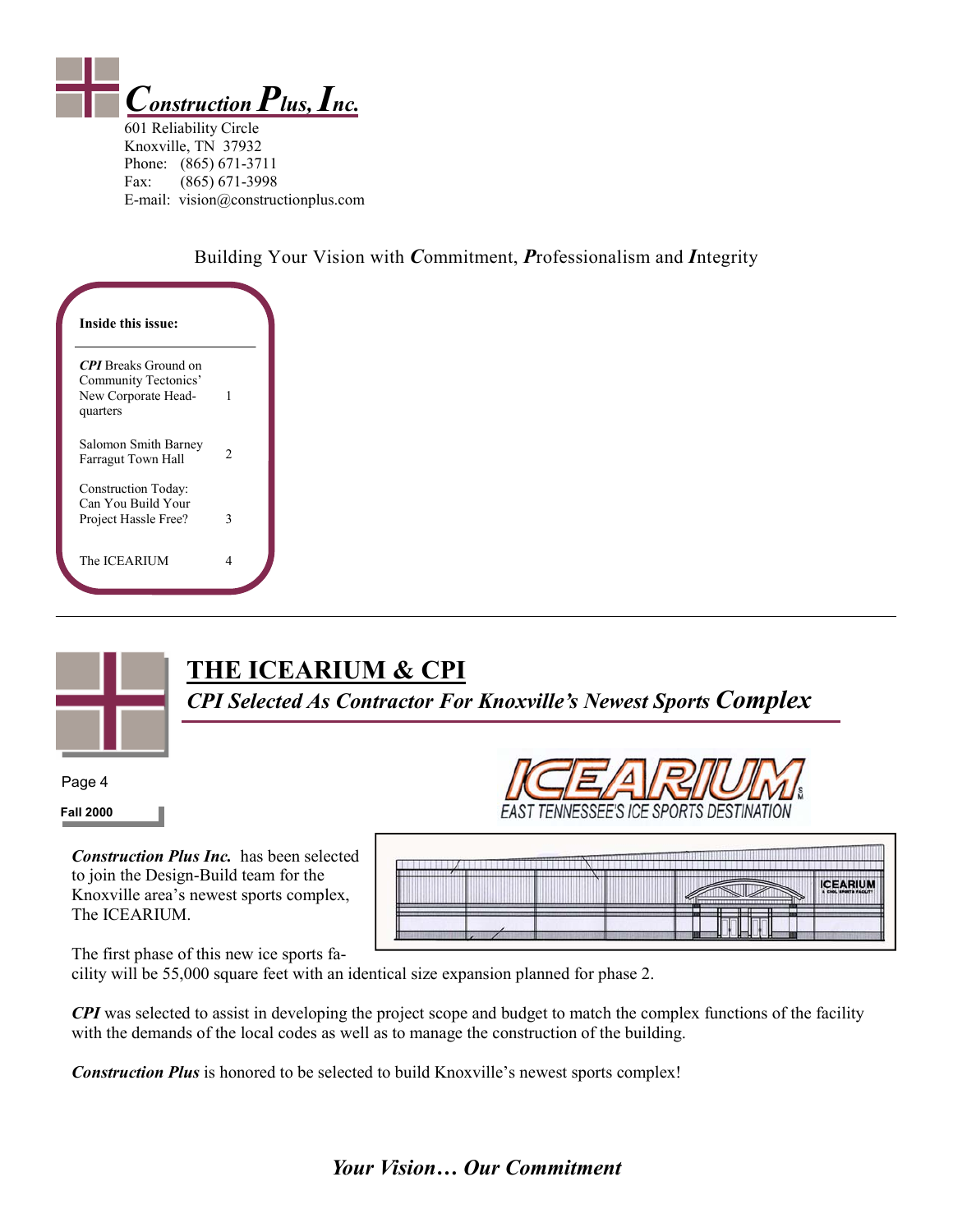# *Construction Plus, Inc.*

601 Reliability Circle
Knoxville, TN 37932
Phone: (865) 671-3711
Fax: (865) 671-3998
E-mail: vision@constructionplus.com

Building Your Vision with ***C***ommitment, ***P***rofessionalism and ***I***ntegrity

**Inside this issue:**

| | |
|---|---|
| ***CPI*** Breaks Ground on Community Tectonics' New Corporate Headquarters | 1 |
| Salomon Smith Barney Farragut Town Hall | 2 |
| Construction Today: Can You Build Your Project Hassle Free? | 3 |
| The ICEARIUM | 4 |

Fall 2000

## THE ICEARIUM & CPI

### *CPI Selected As Contractor For Knoxville's Newest Sports Complex*

ICEARIUM
EAST TENNESSEE'S ICE SPORTS DESTINATION

***Construction Plus Inc.*** has been selected to join the Design-Build team for the Knoxville area's newest sports complex, The ICEARIUM.

The first phase of this new ice sports facility will be 55,000 square feet with an identical size expansion planned for phase 2.

***CPI*** was selected to assist in developing the project scope and budget to match the complex functions of the facility with the demands of the local codes as well as to manage the construction of the building.

***Construction Plus*** is honored to be selected to build Knoxville's newest sports complex!

***Your Vision… Our Commitment***